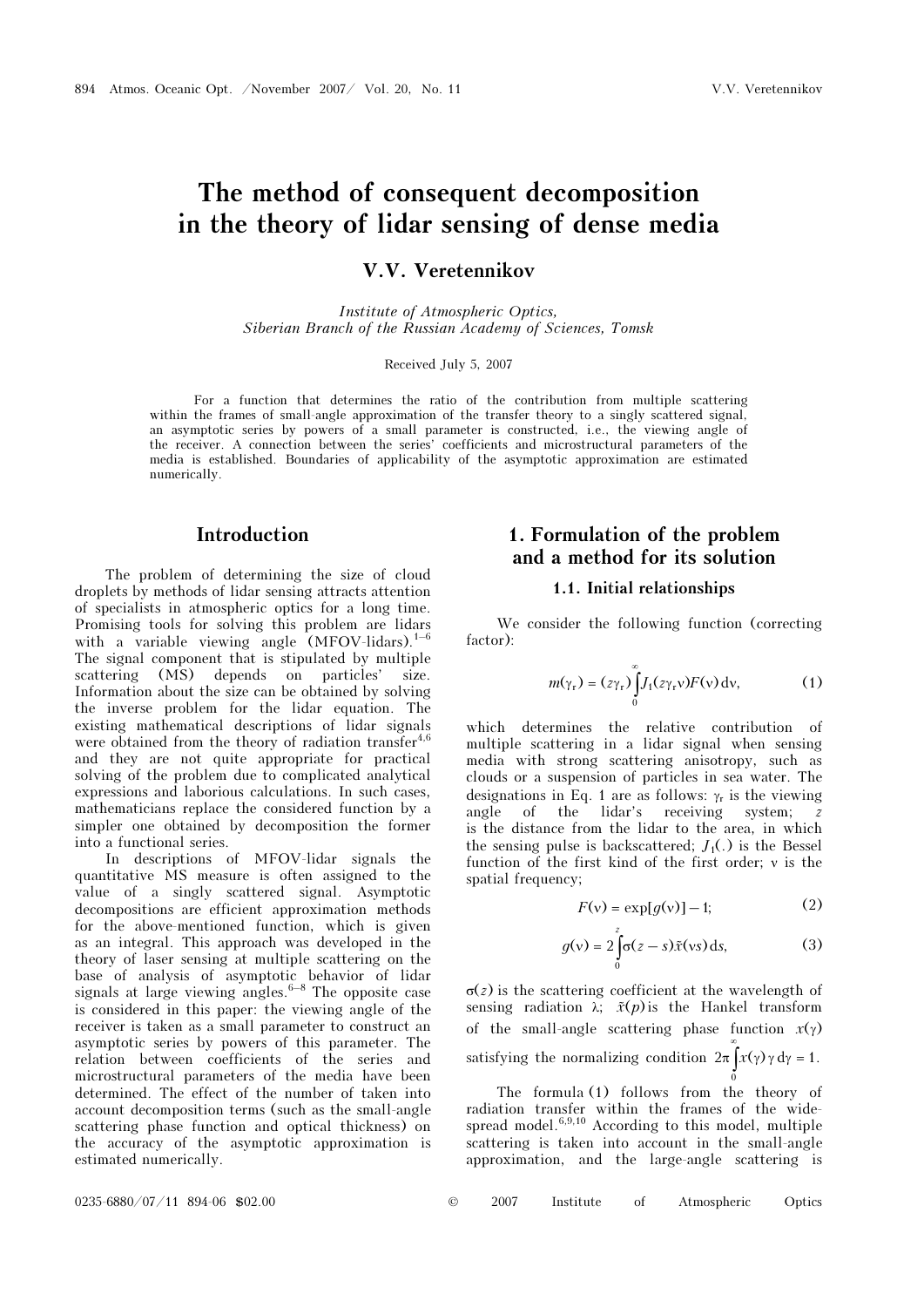# The method of consequent decomposition in the theory of lidar sensing of dense media

**V.V. Veretennikov**

*Institute of Atmospheric Optics, Siberian Branch of the Russian Academy of Sciences, Tomsk*

Received July 5, 2007

For a function that determines the ratio of the contribution from multiple scattering within the frames of small-angle approximation of the transfer theory to a singly scattered signal, an asymptotic series by powers of a small parameter is constructed, i.e., the viewing angle of the receiver. A connection between the series' coefficients and microstructural parameters of the media is established. Boundaries of applicability of the asymptotic approximation are estimated numerically.

## Introduction

The problem of determining the size of cloud droplets by methods of lidar sensing attracts attention of specialists in atmospheric optics for a long time. Promising tools for solving this problem are lidars with a variable viewing angle (MFOV-lidars).[1–6] The signal component that is stipulated by multiple scattering (MS) depends on particles' size. Information about the size can be obtained by solving the inverse problem for the lidar equation. The existing mathematical descriptions of lidar signals were obtained from the theory of radiation transfer[4,6] and they are not quite appropriate for practical solving of the problem due to complicated analytical expressions and laborious calculations. In such cases, mathematicians replace the considered function by a simpler one obtained by decomposition the former into a functional series.

In descriptions of MFOV-lidar signals the quantitative MS measure is often assigned to the value of a singly scattered signal. Asymptotic decompositions are efficient approximation methods for the above-mentioned function, which is given as an integral. This approach was developed in the theory of laser sensing at multiple scattering on the base of analysis of asymptotic behavior of lidar signals at large viewing angles.[6–8] The opposite case is considered in this paper: the viewing angle of the receiver is taken as a small parameter to construct an asymptotic series by powers of this parameter. The relation between coefficients of the series and microstructural parameters of the media have been determined. The effect of the number of taken into account decomposition terms (such as the small-angle scattering phase function and optical thickness) on the accuracy of the asymptotic approximation is estimated numerically.

## 1. Formulation of the problem and a method for its solution

### 1.1. Initial relationships

We consider the following function (correcting factor):

$$m(\gamma_r) = (z\gamma_r)\int_0^\infty J_1(z\gamma_r\nu)F(\nu)\,d\nu, \tag{1}$$

which determines the relative contribution of multiple scattering in a lidar signal when sensing media with strong scattering anisotropy, such as clouds or a suspension of particles in sea water. The designations in Eq. 1 are as follows: $\gamma_r$ is the viewing angle of the lidar's receiving system; $z$ is the distance from the lidar to the area, in which the sensing pulse is backscattered; $J_1(.)$ is the Bessel function of the first kind of the first order; $\nu$ is the spatial frequency;

$$F(\nu) = \exp[g(\nu)] - 1; \tag{2}$$

$$g(\nu) = 2\int_0^z \sigma(z-s)\tilde{x}(\nu s)\,ds, \tag{3}$$

$\sigma(z)$ is the scattering coefficient at the wavelength of sensing radiation $\lambda$; $\tilde{x}(p)$ is the Hankel transform of the small-angle scattering phase function $x(\gamma)$ satisfying the normalizing condition $2\pi\int_0^\infty x(\gamma)\,\gamma\,d\gamma = 1$.

The formula (1) follows from the theory of radiation transfer within the frames of the wide-spread model.[6,9,10] According to this model, multiple scattering is taken into account in the small-angle approximation, and the large-angle scattering is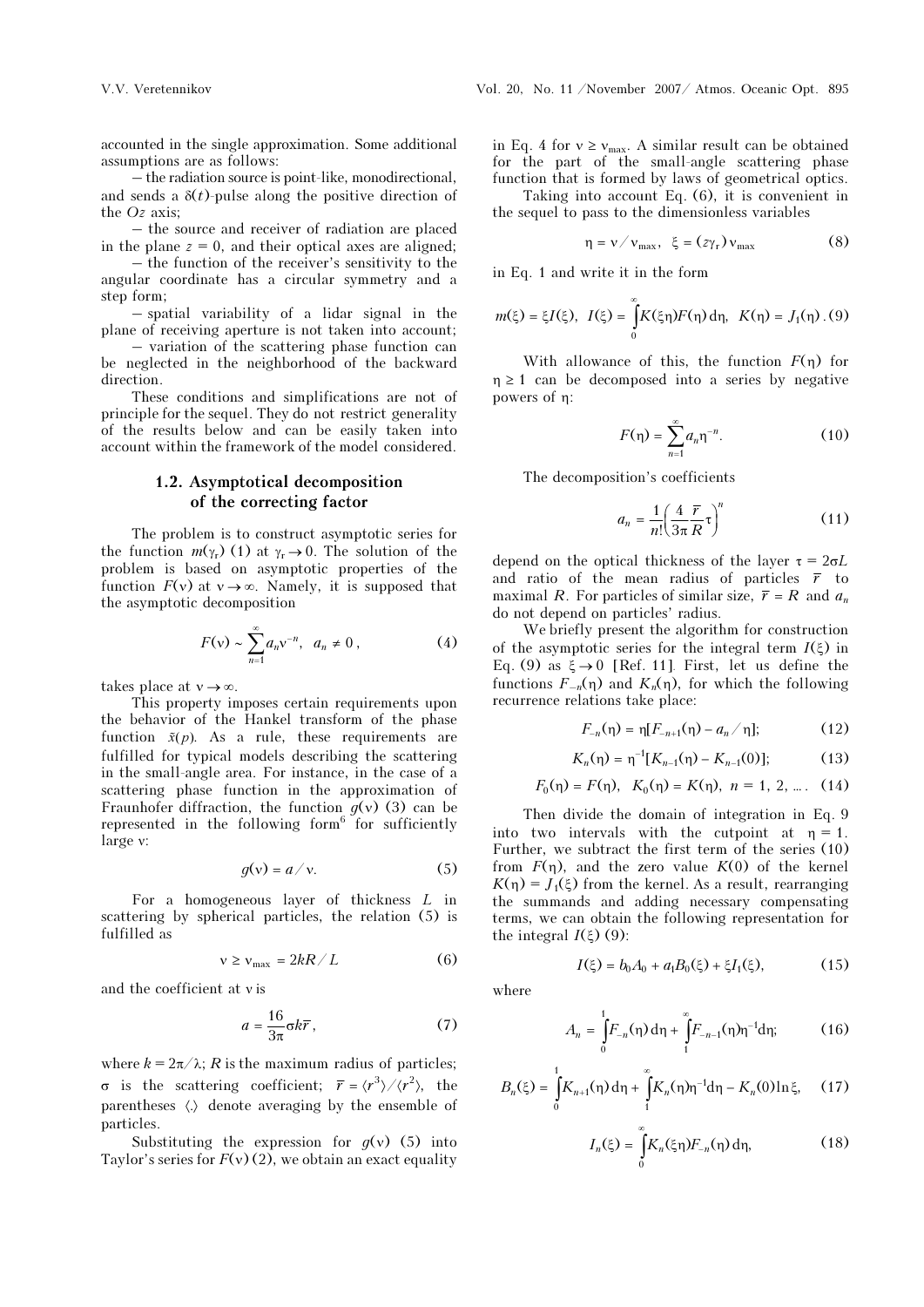accounted in the single approximation. Some additional assumptions are as follows:

– the radiation source is point-like, monodirectional, and sends a $\delta(t)$-pulse along the positive direction of the $Oz$ axis;

– the source and receiver of radiation are placed in the plane $z = 0$, and their optical axes are aligned;

– the function of the receiver's sensitivity to the angular coordinate has a circular symmetry and a step form;

– spatial variability of a lidar signal in the plane of receiving aperture is not taken into account;

– variation of the scattering phase function can be neglected in the neighborhood of the backward direction.

These conditions and simplifications are not of principle for the sequel. They do not restrict generality of the results below and can be easily taken into account within the framework of the model considered.

### 1.2. Asymptotical decomposition of the correcting factor

The problem is to construct asymptotic series for the function $m(\gamma_r)$ (1) at $\gamma_r \to 0$. The solution of the problem is based on asymptotic properties of the function $F(\nu)$ at $\nu \to \infty$. Namely, it is supposed that the asymptotic decomposition

$$F(\nu) \sim \sum_{n=1}^{\infty} a_n \nu^{-n}, \quad a_n \neq 0\,, \tag{4}$$

takes place at $\nu \to \infty$.

This property imposes certain requirements upon the behavior of the Hankel transform of the phase function $\tilde{x}(p)$. As a rule, these requirements are fulfilled for typical models describing the scattering in the small-angle area. For instance, in the case of a scattering phase function in the approximation of Fraunhofer diffraction, the function $g(\nu)$ (3) can be represented in the following form[6] for sufficiently large $\nu$:

$$g(\nu) = a / \nu. \tag{5}$$

For a homogeneous layer of thickness $L$ in scattering by spherical particles, the relation (5) is fulfilled as

$$\nu \geq \nu_{max} = 2kR / L \tag{6}$$

and the coefficient at $\nu$ is

$$a = \frac{16}{3\pi} \sigma k \bar{r}\,, \tag{7}$$

where $k = 2\pi/\lambda$; $R$ is the maximum radius of particles; $\sigma$ is the scattering coefficient; $\bar{r} = \langle r^3 \rangle / \langle r^2 \rangle$, the parentheses $\langle . \rangle$ denote averaging by the ensemble of particles.

Substituting the expression for $g(\nu)$ (5) into Taylor's series for $F(\nu)$ (2), we obtain an exact equality in Eq. 4 for $\nu \geq \nu_{max}$. A similar result can be obtained for the part of the small-angle scattering phase function that is formed by laws of geometrical optics.

Taking into account Eq. (6), it is convenient in the sequel to pass to the dimensionless variables

$$\eta = \nu / \nu_{max}, \quad \xi = (z\gamma_r)\,\nu_{max} \tag{8}$$

in Eq. 1 and write it in the form

$$m(\xi) = \xi I(\xi), \;\; I(\xi) = \int_0^{\infty} K(\xi\eta) F(\eta)\, d\eta, \;\; K(\eta) = J_1(\eta)\,. \tag{9}$$

With allowance of this, the function $F(\eta)$ for $\eta \geq 1$ can be decomposed into a series by negative powers of $\eta$:

$$F(\eta) = \sum_{n=1}^{\infty} a_n \eta^{-n}. \tag{10}$$

The decomposition's coefficients

$$a_n = \frac{1}{n!}\left(\frac{4}{3\pi}\frac{\bar{r}}{R}\tau\right)^n \tag{11}$$

depend on the optical thickness of the layer $\tau = 2\sigma L$ and ratio of the mean radius of particles $\bar{r}$ to maximal $R$. For particles of similar size, $\bar{r} = R$ and $a_n$ do not depend on particles' radius.

We briefly present the algorithm for construction of the asymptotic series for the integral term $I(\xi)$ in Eq. (9) as $\xi \to 0$ [Ref. 11]. First, let us define the functions $F_{-n}(\eta)$ and $K_n(\eta)$, for which the following recurrence relations take place:

$$F_{-n}(\eta) = \eta[F_{-n+1}(\eta) - a_n / \eta]; \tag{12}$$

$$K_n(\eta) = \eta^{-1}[K_{n-1}(\eta) - K_{n-1}(0)]; \tag{13}$$

$$F_0(\eta) = F(\eta), \;\; K_0(\eta) = K(\eta), \;\; n = 1, 2, \ldots. \tag{14}$$

Then divide the domain of integration in Eq. 9 into two intervals with the cutpoint at $\eta = 1$. Further, we subtract the first term of the series (10) from $F(\eta)$, and the zero value $K(0)$ of the kernel $K(\eta) = J_1(\xi)$ from the kernel. As a result, rearranging the summands and adding necessary compensating terms, we can obtain the following representation for the integral $I(\xi)$ (9):

$$I(\xi) = b_0 A_0 + a_1 B_0(\xi) + \xi I_1(\xi), \tag{15}$$

where

$$A_n = \int_0^1 F_{-n}(\eta)\, d\eta + \int_1^{\infty} F_{-n-1}(\eta) \eta^{-1} d\eta; \tag{16}$$

$$B_n(\xi) = \int_0^1 K_{n+1}(\eta)\, d\eta + \int_1^{\infty} K_n(\eta) \eta^{-1} d\eta - K_n(0) \ln \xi, \tag{17}$$

$$I_n(\xi) = \int_0^{\infty} K_n(\xi\eta) F_{-n}(\eta)\, d\eta, \tag{18}$$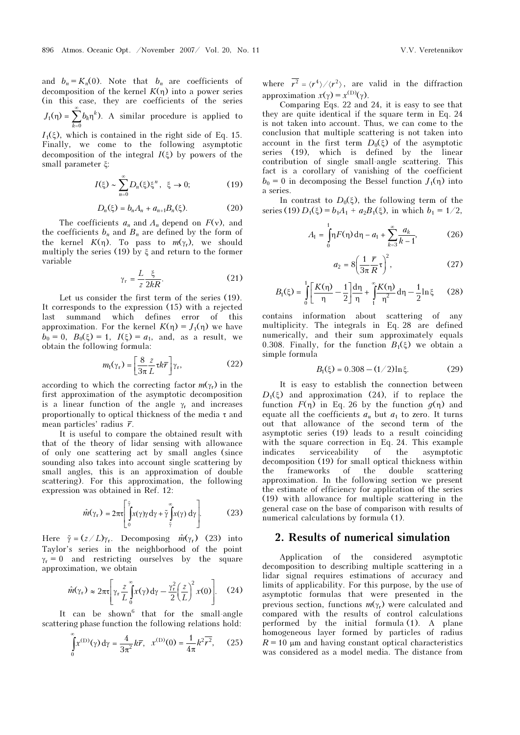and $b_n = K_n(0)$. Note that $b_n$ are coefficients of decomposition of the kernel $K(\eta)$ into a power series (in this case, they are coefficients of the series $J_1(\eta) = \sum_{k=0}^{\infty} b_k \eta^k$). A similar procedure is applied to $I_1(\xi)$, which is contained in the right side of Eq. 15. Finally, we come to the following asymptotic decomposition of the integral $I(\xi)$ by powers of the small parameter $\xi$:

$$I(\xi) \sim \sum_{n=0}^{\infty} D_n(\xi)\xi^n, \quad \xi \to 0; \tag{19}$$

$$D_n(\xi) = b_n A_n + a_{n+1} B_n(\xi). \tag{20}$$

The coefficients $a_n$ and $A_n$ depend on $F(\nu)$, and the coefficients $b_n$ and $B_n$ are defined by the form of the kernel $K(\eta)$. To pass to $m(\gamma_r)$, we should multiply the series (19) by $\xi$ and return to the former variable

$$\gamma_r = \frac{L}{z}\frac{\xi}{2kR}. \tag{21}$$

Let us consider the first term of the series (19). It corresponds to the expression (15) with a rejected last summand which defines error of this approximation. For the kernel $K(\eta) = J_1(\eta)$ we have $b_0 = 0$, $B_0(\xi) = 1$, $I(\xi) = a_1$, and, as a result, we obtain the following formula:

$$m_1(\gamma_r) = \left[\frac{8}{3\pi}\frac{z}{L}\tau k\bar{r}\right]\gamma_r, \tag{22}$$

according to which the correcting factor $m(\gamma_r)$ in the first approximation of the asymptotic decomposition is a linear function of the angle $\gamma_r$ and increases proportionally to optical thickness of the media $\tau$ and mean particles' radius $\bar{r}$.

It is useful to compare the obtained result with that of the theory of lidar sensing with allowance of only one scattering act by small angles (since sounding also takes into account single scattering by small angles, this is an approximation of double scattering). For this approximation, the following expression was obtained in Ref. 12:

$$\hat{m}(\gamma_r) = 2\pi\tau\left[\int_0^{\tilde{\gamma}} x(\gamma)\gamma\,d\gamma + \tilde{\gamma}\int_{\tilde{\gamma}}^{\infty} x(\gamma)\,d\gamma\right]. \tag{23}$$

Here $\tilde{\gamma} = (z/L)\gamma_r$. Decomposing $\hat{m}(\gamma_r)$ (23) into Taylor's series in the neighborhood of the point $\gamma_r = 0$ and restricting ourselves by the square approximation, we obtain

$$\hat{m}(\gamma_r) \approx 2\pi\tau\left[\gamma_r \frac{z}{L}\int_0^{\infty} x(\gamma)\,d\gamma - \frac{\gamma_r^2}{2}\left(\frac{z}{L}\right)^2 x(0)\right]. \tag{24}$$

It can be shown[6] that for the small-angle scattering phase function the following relations hold:

$$\int_0^{\infty} x^{(D)}(\gamma)\,d\gamma = \frac{4}{3\pi^2}k\bar{r}, \quad x^{(D)}(0) = \frac{1}{4\pi}k^2\overline{r^2}, \tag{25}$$

where $\overline{r^2} = \langle r^4\rangle / \langle r^2\rangle$, are valid in the diffraction approximation $x(\gamma) = x^{(D)}(\gamma)$.

Comparing Eqs. 22 and 24, it is easy to see that they are quite identical if the square term in Eq. 24 is not taken into account. Thus, we can come to the conclusion that multiple scattering is not taken into account in the first term $D_0(\xi)$ of the asymptotic series (19), which is defined by the linear contribution of single small-angle scattering. This fact is a corollary of vanishing of the coefficient $b_0 = 0$ in decomposing the Bessel function $J_1(\eta)$ into a series.

In contrast to $D_0(\xi)$, the following term of the series (19) $D_1(\xi) = b_1 A_1 + a_2 B_1(\xi)$, in which $b_1 = 1/2$,

$$A_1 = \int_0^1 \eta F(\eta)\,d\eta - a_1 + \sum_{k=3}^{\infty}\frac{a_k}{k-1}, \tag{26}$$

$$a_2 = 8\left(\frac{1}{3\pi}\frac{\bar{r}}{R}\tau\right)^2, \tag{27}$$

$$B_1(\xi) = \int_0^1\left[\frac{K(\eta)}{\eta} - \frac{1}{2}\right]\frac{d\eta}{\eta} + \int_1^{\infty}\frac{K(\eta)}{\eta^2}\,d\eta - \frac{1}{2}\ln\xi \tag{28}$$

contains information about scattering of any multiplicity. The integrals in Eq. 28 are defined numerically, and their sum approximately equals 0.308. Finally, for the function $B_1(\xi)$ we obtain a simple formula

$$B_1(\xi) = 0.308 - (1/2)\ln\xi. \tag{29}$$

It is easy to establish the connection between $D_1(\xi)$ and approximation (24), if to replace the function $F(\eta)$ in Eq. 26 by the function $g(\eta)$ and equate all the coefficients $a_n$ but $a_1$ to zero. It turns out that allowance of the second term of the asymptotic series (19) leads to a result coinciding with the square correction in Eq. 24. This example indicates serviceability of the asymptotic decomposition (19) for small optical thickness within the frameworks of the double scattering approximation. In the following section we present the estimate of efficiency for application of the series (19) with allowance for multiple scattering in the general case on the base of comparison with results of numerical calculations by formula (1).

## 2. Results of numerical simulation

Application of the considered asymptotic decomposition to describing multiple scattering in a lidar signal requires estimations of accuracy and limits of applicability. For this purpose, by the use of asymptotic formulas that were presented in the previous section, functions $m(\gamma_r)$ were calculated and compared with the results of control calculations performed by the initial formula (1). A plane homogeneous layer formed by particles of radius $R = 10$ μm and having constant optical characteristics was considered as a model media. The distance from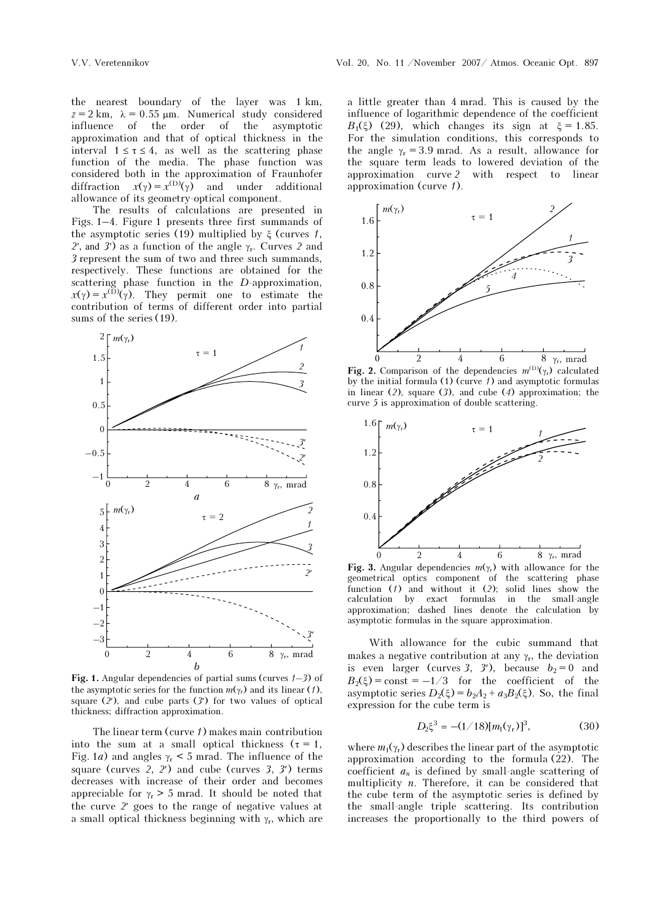the nearest boundary of the layer was 1 km, $z = 2$ km, $\lambda = 0.55$ μm. Numerical study considered influence of the order of the asymptotic approximation and that of optical thickness in the interval $1 \le \tau \le 4$, as well as the scattering phase function of the media. The phase function was considered both in the approximation of Fraunhofer diffraction $x(\gamma) = x^{(D)}(\gamma)$ and under additional allowance of its geometry-optical component.

The results of calculations are presented in Figs. 1–4. Figure 1 presents three first summands of the asymptotic series (19) multiplied by $\xi$ (curves *1*, *2'*, and *3'*) as a function of the angle $\gamma_r$. Curves *2* and *3* represent the sum of two and three such summands, respectively. These functions are obtained for the scattering phase function in the *D*-approximation, $x(\gamma) = x^{(D)}(\gamma)$. They permit one to estimate the contribution of terms of different order into partial sums of the series (19).

**Fig. 1.** Angular dependencies of partial sums (curves *1–3*) of the asymptotic series for the function $m(\gamma_r)$ and its linear (*1*), square (*2'*), and cube parts (*3'*) for two values of optical thickness; diffraction approximation.

The linear term (curve *1*) makes main contribution into the sum at a small optical thickness ($\tau = 1$, Fig. 1*a*) and angles $\gamma_r < 5$ mrad. The influence of the square (curves *2*, *2'*) and cube (curves *3*, *3'*) terms decreases with increase of their order and becomes appreciable for $\gamma_r > 5$ mrad. It should be noted that the curve *2'* goes to the range of negative values at a small optical thickness beginning with $\gamma_r$, which are a little greater than 4 mrad. This is caused by the influence of logarithmic dependence of the coefficient $B_1(\xi)$ (29), which changes its sign at $\xi = 1.85$. For the simulation conditions, this corresponds to the angle $\gamma_r = 3.9$ mrad. As a result, allowance for the square term leads to lowered deviation of the approximation curve *2* with respect to linear approximation (curve *1*).

**Fig. 2.** Comparison of the dependencies $m^{(D)}(\gamma_r)$ calculated by the initial formula (1) (curve *1*) and asymptotic formulas in linear (*2*), square (*3*), and cube (*4*) approximation; the curve *5* is approximation of double scattering.

**Fig. 3.** Angular dependencies $m(\gamma_r)$ with allowance for the geometrical optics component of the scattering phase function (*1*) and without it (*2*); solid lines show the calculation by exact formulas in the small-angle approximation; dashed lines denote the calculation by asymptotic formulas in the square approximation.

With allowance for the cubic summand that makes a negative contribution at any $\gamma_r$, the deviation is even larger (curves *3*, *3'*), because $b_2 = 0$ and $B_2(\xi) = \text{const} = -1/3$ for the coefficient of the asymptotic series $D_2(\xi) = b_2A_2 + a_3B_2(\xi)$. So, the final expression for the cube term is

$$D_2\xi^3 = -(1/18)[m_1(\gamma_r)]^3, \tag{30}$$

where $m_1(\gamma_r)$ describes the linear part of the asymptotic approximation according to the formula (22). The coefficient $a_n$ is defined by small-angle scattering of multiplicity $n$. Therefore, it can be considered that the cube term of the asymptotic series is defined by the small-angle triple scattering. Its contribution increases the proportionally to the third powers of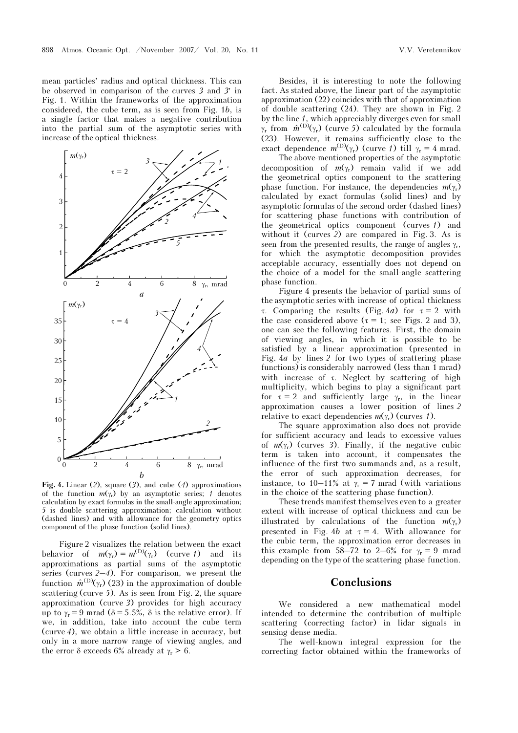mean particles' radius and optical thickness. This can be observed in comparison of the curves *3* and *3'* in Fig. 1. Within the frameworks of the approximation considered, the cube term, as is seen from Fig. 1*b*, is a single factor that makes a negative contribution into the partial sum of the asymptotic series with increase of the optical thickness.

**Fig. 4.** Linear (*2*), square (*3*), and cube (*4*) approximations of the function $m(\gamma_r)$ by an asymptotic series; *1* denotes calculation by exact formulas in the small-angle approximation; *5* is double scattering approximation; calculation without (dashed lines) and with allowance for the geometry optics component of the phase function (solid lines).

Figure 2 visualizes the relation between the exact behavior of $m(\gamma_r) = m^{(D)}(\gamma_r)$ (curve *1*) and its approximations as partial sums of the asymptotic series (curves *2–4*). For comparison, we present the function $\hat{m}^{(D)}(\gamma_r)$ (23) in the approximation of double scattering (curve *5*). As is seen from Fig. 2, the square approximation (curve *3*) provides for high accuracy up to $\gamma_r = 9$ mrad ($\delta = 5.5\%$, $\delta$ is the relative error). If we, in addition, take into account the cube term (curve *4*), we obtain a little increase in accuracy, but only in a more narrow range of viewing angles, and the error $\delta$ exceeds 6% already at $\gamma_r > 6$.

Besides, it is interesting to note the following fact. As stated above, the linear part of the asymptotic approximation (22) coincides with that of approximation of double scattering (24). They are shown in Fig. 2 by the line *1*, which appreciably diverges even for small $\gamma_r$ from $\hat{m}^{(D)}(\gamma_r)$ (curve *5*) calculated by the formula (23). However, it remains sufficiently close to the exact dependence $m^{(D)}(\gamma_r)$ (curve *1*) till $\gamma_r = 4$ mrad.

The above-mentioned properties of the asymptotic decomposition of $m(\gamma_r)$ remain valid if we add the geometrical optics component to the scattering phase function. For instance, the dependencies $m(\gamma_r)$ calculated by exact formulas (solid lines) and by asymptotic formulas of the second order (dashed lines) for scattering phase functions with contribution of the geometrical optics component (curves *1*) and without it (curves *2*) are compared in Fig. 3. As is seen from the presented results, the range of angles $\gamma_r$, for which the asymptotic decomposition provides acceptable accuracy, essentially does not depend on the choice of a model for the small-angle scattering phase function.

Figure 4 presents the behavior of partial sums of the asymptotic series with increase of optical thickness $\tau$. Comparing the results (Fig. 4*a*) for $\tau = 2$ with the case considered above ($\tau = 1$; see Figs. 2 and 3), one can see the following features. First, the domain of viewing angles, in which it is possible to be satisfied by a linear approximation (presented in Fig. 4*a* by lines *2* for two types of scattering phase functions) is considerably narrowed (less than 1 mrad) with increase of $\tau$. Neglect by scattering of high multiplicity, which begins to play a significant part for $\tau = 2$ and sufficiently large $\gamma_r$, in the linear approximation causes a lower position of lines *2* relative to exact dependencies $m(\gamma_r)$ (curves *1*).

The square approximation also does not provide for sufficient accuracy and leads to excessive values of $m(\gamma_r)$ (curves *3*). Finally, if the negative cubic term is taken into account, it compensates the influence of the first two summands and, as a result, the error of such approximation decreases, for instance, to 10–11% at $\gamma_r = 7$ mrad (with variations in the choice of the scattering phase function).

These trends manifest themselves even to a greater extent with increase of optical thickness and can be illustrated by calculations of the function $m(\gamma_r)$ presented in Fig. 4*b* at $\tau = 4$. With allowance for the cubic term, the approximation error decreases in this example from 58–72 to 2–6% for $\gamma_r = 9$ mrad depending on the type of the scattering phase function.

## Conclusions

We considered a new mathematical model intended to determine the contribution of multiple scattering (correcting factor) in lidar signals in sensing dense media.

The well-known integral expression for the correcting factor obtained within the frameworks of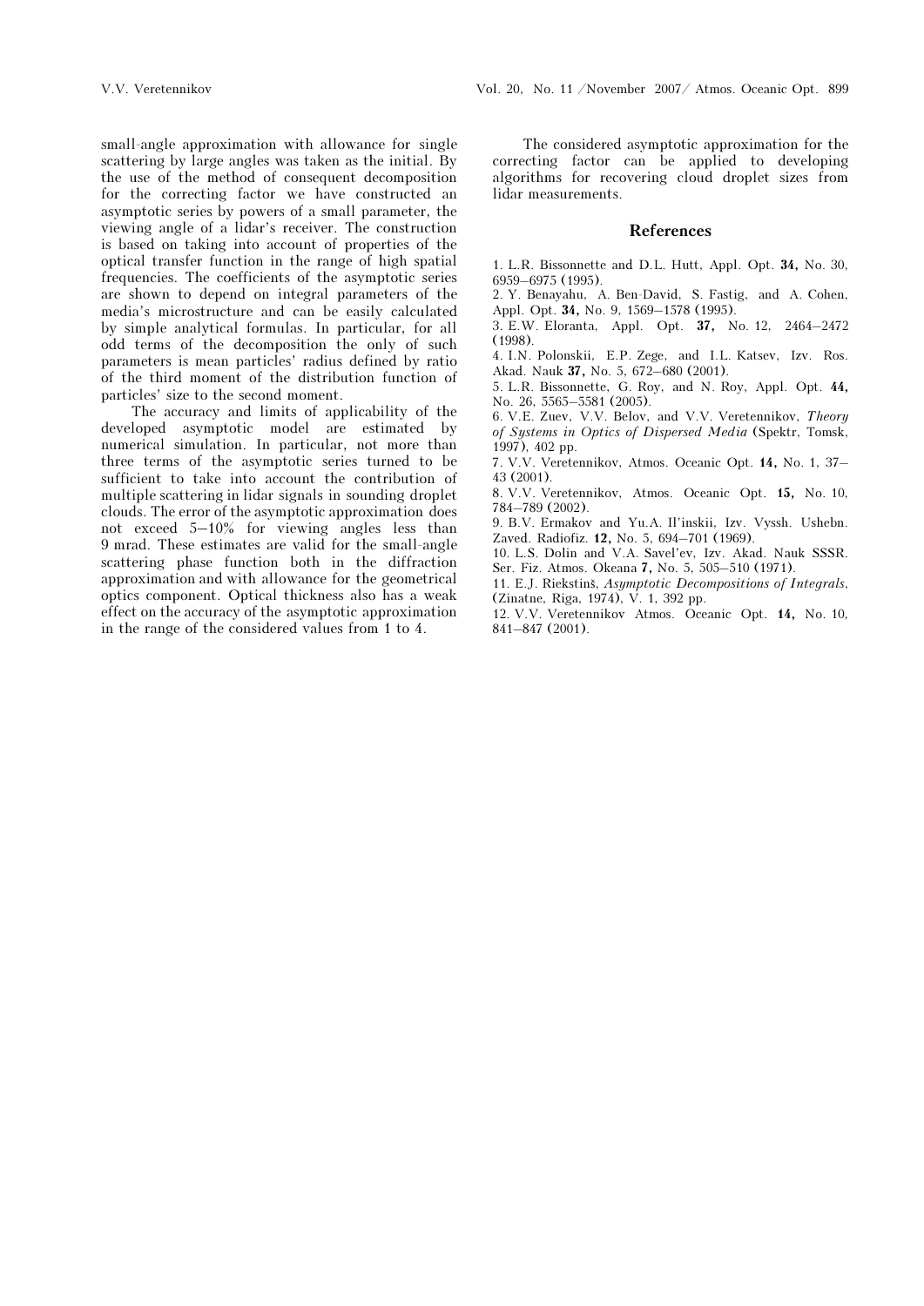small-angle approximation with allowance for single scattering by large angles was taken as the initial. By the use of the method of consequent decomposition for the correcting factor we have constructed an asymptotic series by powers of a small parameter, the viewing angle of a lidar's receiver. The construction is based on taking into account of properties of the optical transfer function in the range of high spatial frequencies. The coefficients of the asymptotic series are shown to depend on integral parameters of the media's microstructure and can be easily calculated by simple analytical formulas. In particular, for all odd terms of the decomposition the only of such parameters is mean particles' radius defined by ratio of the third moment of the distribution function of particles' size to the second moment.

The accuracy and limits of applicability of the developed asymptotic model are estimated by numerical simulation. In particular, not more than three terms of the asymptotic series turned to be sufficient to take into account the contribution of multiple scattering in lidar signals in sounding droplet clouds. The error of the asymptotic approximation does not exceed 5–10% for viewing angles less than 9 mrad. These estimates are valid for the small-angle scattering phase function both in the diffraction approximation and with allowance for the geometrical optics component. Optical thickness also has a weak effect on the accuracy of the asymptotic approximation in the range of the considered values from 1 to 4.

The considered asymptotic approximation for the correcting factor can be applied to developing algorithms for recovering cloud droplet sizes from lidar measurements.

## References

1. L.R. Bissonnette and D.L. Hutt, Appl. Opt. **34**, No. 30, 6959–6975 (1995).
2. Y. Benayahu, A. Ben-David, S. Fastig, and A. Cohen, Appl. Opt. **34**, No. 9, 1569–1578 (1995).
3. E.W. Eloranta, Appl. Opt. **37**, No. 12, 2464–2472 (1998).
4. I.N. Polonskii, E.P. Zege, and I.L. Katsev, Izv. Ros. Akad. Nauk **37**, No. 5, 672–680 (2001).
5. L.R. Bissonnette, G. Roy, and N. Roy, Appl. Opt. **44**, No. 26, 5565–5581 (2005).
6. V.E. Zuev, V.V. Belov, and V.V. Veretennikov, *Theory of Systems in Optics of Dispersed Media* (Spektr, Tomsk, 1997), 402 pp.
7. V.V. Veretennikov, Atmos. Oceanic Opt. **14**, No. 1, 37–43 (2001).
8. V.V. Veretennikov, Atmos. Oceanic Opt. **15**, No. 10, 784–789 (2002).
9. B.V. Ermakov and Yu.A. Il'inskii, Izv. Vyssh. Ushebn. Zaved. Radiofiz. **12**, No. 5, 694–701 (1969).
10. L.S. Dolin and V.A. Savel'ev, Izv. Akad. Nauk SSSR. Ser. Fiz. Atmos. Okeana **7**, No. 5, 505–510 (1971).
11. E.J. Riekstinš, *Asymptotic Decompositions of Integrals*, (Zinatne, Riga, 1974), V. 1, 392 pp.
12. V.V. Veretennikov Atmos. Oceanic Opt. **14**, No. 10, 841–847 (2001).